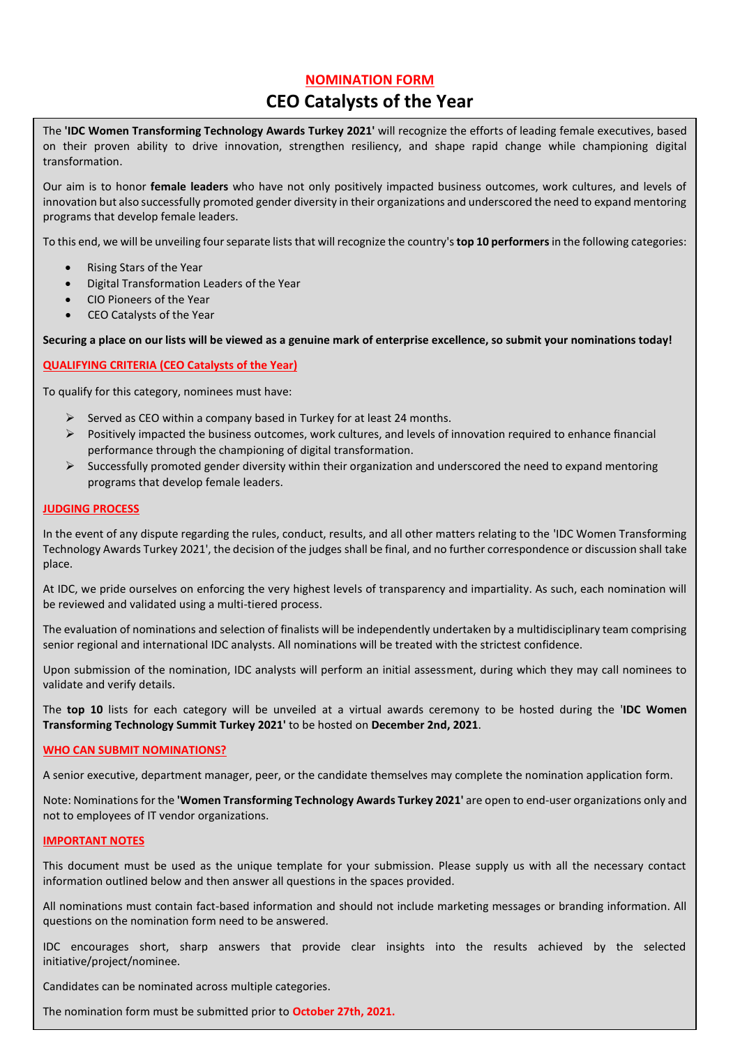## NOMINATION FORM

# CEO Catalysts of the Year

The **'IDC Women Transforming Technology Awards Turkey 2021'** will recognize the efforts of leading female executives, based on their proven ability to drive innovation, strengthen resiliency, and shape rapid change while championing digital transformation.

Our aim is to honor **female leaders** who have not only positively impacted business outcomes, work cultures, and levels of innovation but also successfully promoted gender diversity in their organizations and underscored the need to expand mentoring programs that develop female leaders.

To this end, we will be unveiling four separate lists that will recognize the country's **top 10 performers** in the following categories:

- Rising Stars of the Year
- Digital Transformation Leaders of the Year
- CIO Pioneers of the Year
- CEO Catalysts of the Year

**Securing a place on our lists will be viewed as a genuine mark of enterprise excellence, so submit your nominations today!**

### QUALIFYING CRITERIA (CEO Catalysts of the Year)

To qualify for this category, nominees must have:

- Served as CEO within a company based in Turkey for at least 24 months.
- Positively impacted the business outcomes, work cultures, and levels of innovation required to enhance financial performance through the championing of digital transformation.
- Successfully promoted gender diversity within their organization and underscored the need to expand mentoring programs that develop female leaders.

### JUDGING PROCESS

In the event of any dispute regarding the rules, conduct, results, and all other matters relating to the 'IDC Women Transforming Technology Awards Turkey 2021', the decision of the judges shall be final, and no further correspondence or discussion shall take place.

At IDC, we pride ourselves on enforcing the very highest levels of transparency and impartiality. As such, each nomination will be reviewed and validated using a multi-tiered process.

The evaluation of nominations and selection of finalists will be independently undertaken by a multidisciplinary team comprising senior regional and international IDC analysts. All nominations will be treated with the strictest confidence.

Upon submission of the nomination, IDC analysts will perform an initial assessment, during which they may call nominees to validate and verify details.

The **top 10** lists for each category will be unveiled at a virtual awards ceremony to be hosted during the '**IDC Women Transforming Technology Summit Turkey 2021'** to be hosted on **December 2nd, 2021**.

### WHO CAN SUBMIT NOMINATIONS?

A senior executive, department manager, peer, or the candidate themselves may complete the nomination application form.

Note: Nominations for the **'Women Transforming Technology Awards Turkey 2021'** are open to end-user organizations only and not to employees of IT vendor organizations.

### IMPORTANT NOTES

This document must be used as the unique template for your submission. Please supply us with all the necessary contact information outlined below and then answer all questions in the spaces provided.

All nominations must contain fact-based information and should not include marketing messages or branding information. All questions on the nomination form need to be answered.

IDC encourages short, sharp answers that provide clear insights into the results achieved by the selected initiative/project/nominee.

Candidates can be nominated across multiple categories.

The nomination form must be submitted prior to **October 27th, 2021.**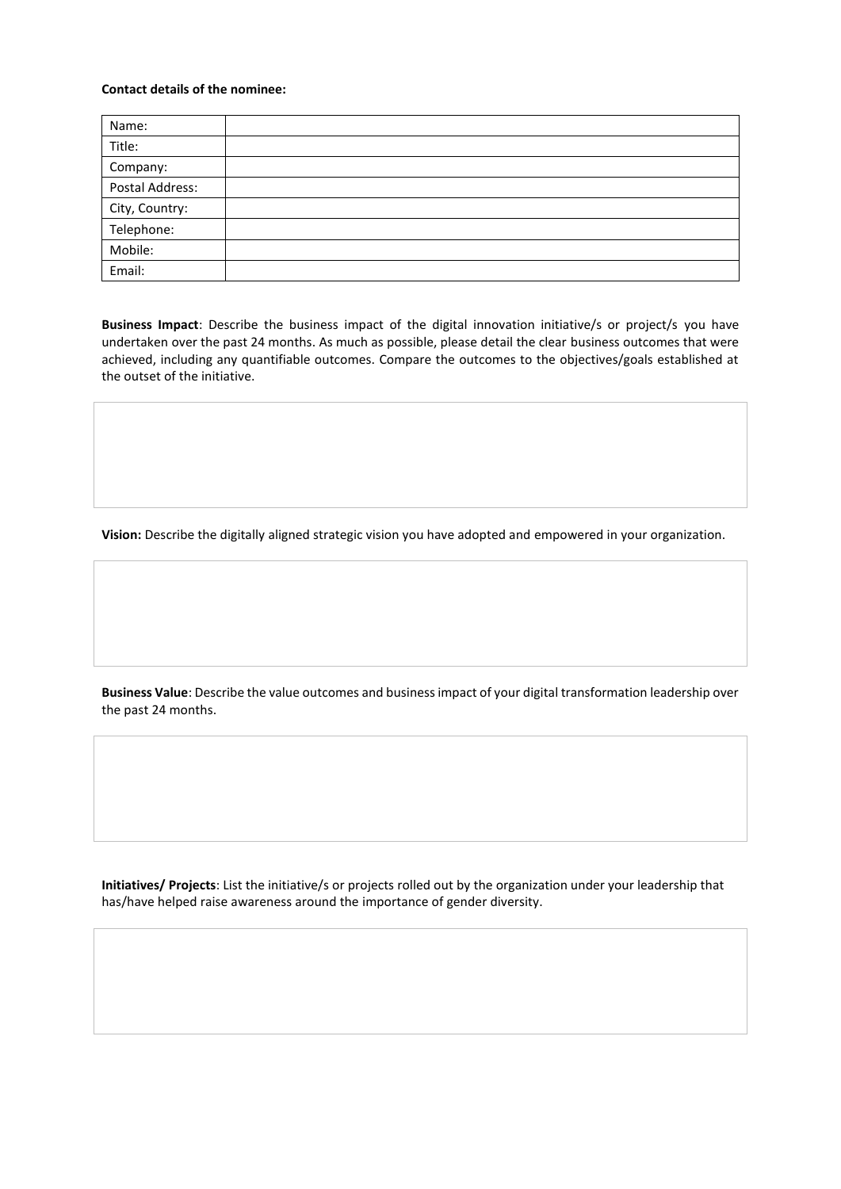**Contact details of the nominee:**

| Name: | |
|---|---|
| Title: | |
| Company: | |
| Postal Address: | |
| City, Country: | |
| Telephone: | |
| Mobile: | |
| Email: | |

**Business Impact**: Describe the business impact of the digital innovation initiative/s or project/s you have undertaken over the past 24 months. As much as possible, please detail the clear business outcomes that were achieved, including any quantifiable outcomes. Compare the outcomes to the objectives/goals established at the outset of the initiative.

**Vision:** Describe the digitally aligned strategic vision you have adopted and empowered in your organization.

**Business Value**: Describe the value outcomes and business impact of your digital transformation leadership over the past 24 months.

**Initiatives/ Projects**: List the initiative/s or projects rolled out by the organization under your leadership that has/have helped raise awareness around the importance of gender diversity.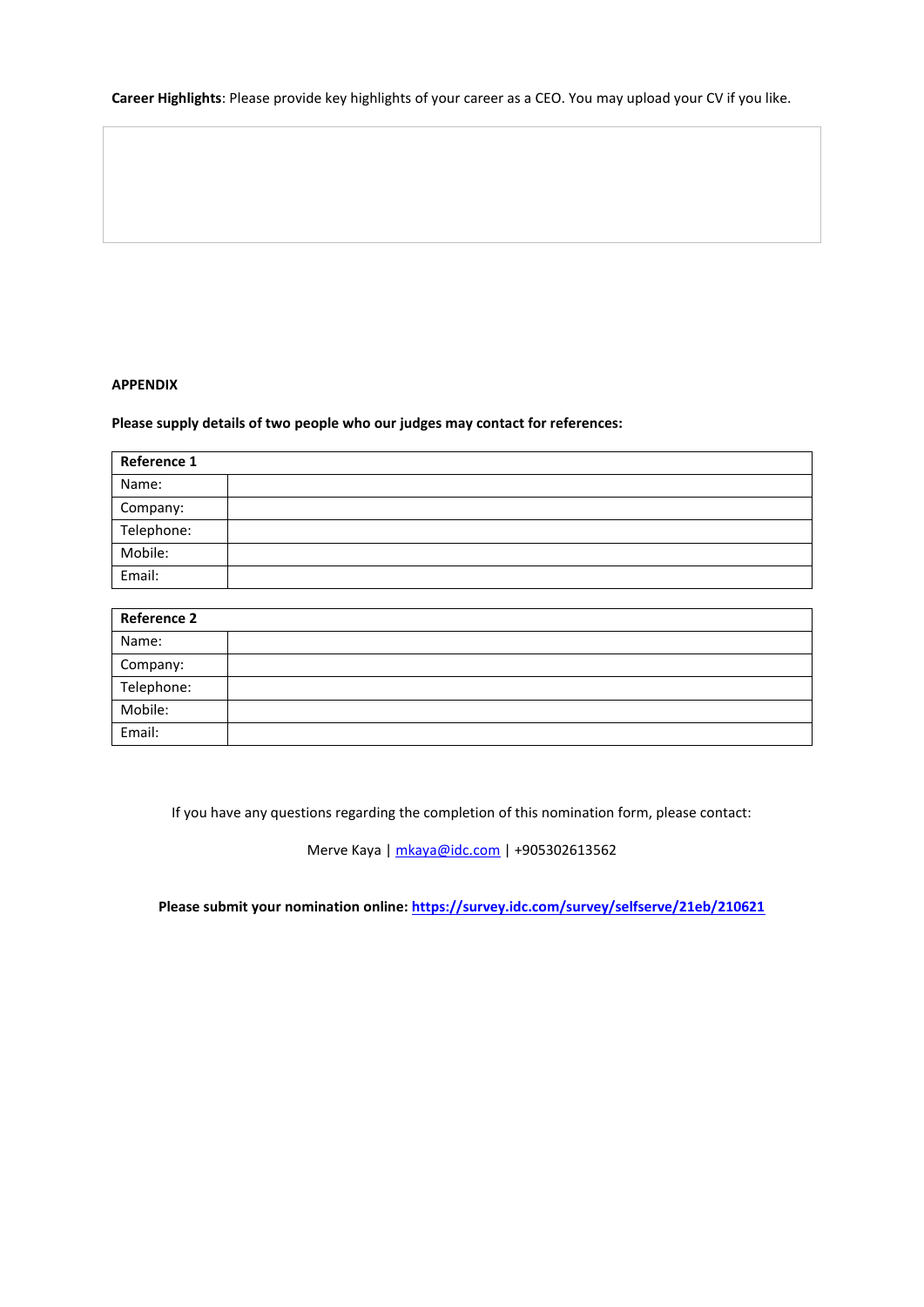**Career Highlights**: Please provide key highlights of your career as a CEO. You may upload your CV if you like.

**APPENDIX**

**Please supply details of two people who our judges may contact for references:**

| **Reference 1** | |
|---|---|
| Name: | |
| Company: | |
| Telephone: | |
| Mobile: | |
| Email: | |

| **Reference 2** | |
|---|---|
| Name: | |
| Company: | |
| Telephone: | |
| Mobile: | |
| Email: | |

If you have any questions regarding the completion of this nomination form, please contact:

Merve Kaya | mkaya@idc.com | +905302613562

**Please submit your nomination online: https://survey.idc.com/survey/selfserve/21eb/210621**